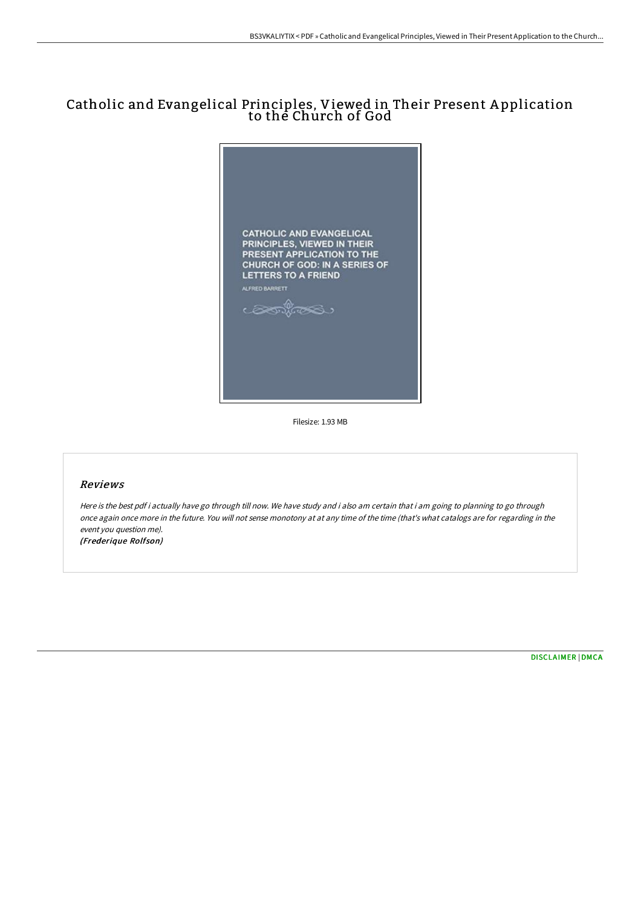# Catholic and Evangelical Principles, Viewed in Their Present Application to the Church of God

CATHOLIC AND EVANGELICAL PRINCIPLES, VIEWED IN THEIR PRESENT APPLICATION TO THE CHURCH OF GOD: IN A SERIES OF LETTERS TO A FRIEND

ALFRED BARRETT

Filesize: 1.93 MB

## Reviews

*Here is the best pdf i actually have go through till now. We have study and i also am certain that i am going to planning to go through once again once more in the future. You will not sense monotony at at any time of the time (that's what catalogs are for regarding in the event you question me).*

*(Frederique Rolfson)*

[DISCLAIMER](#) | [DMCA](#)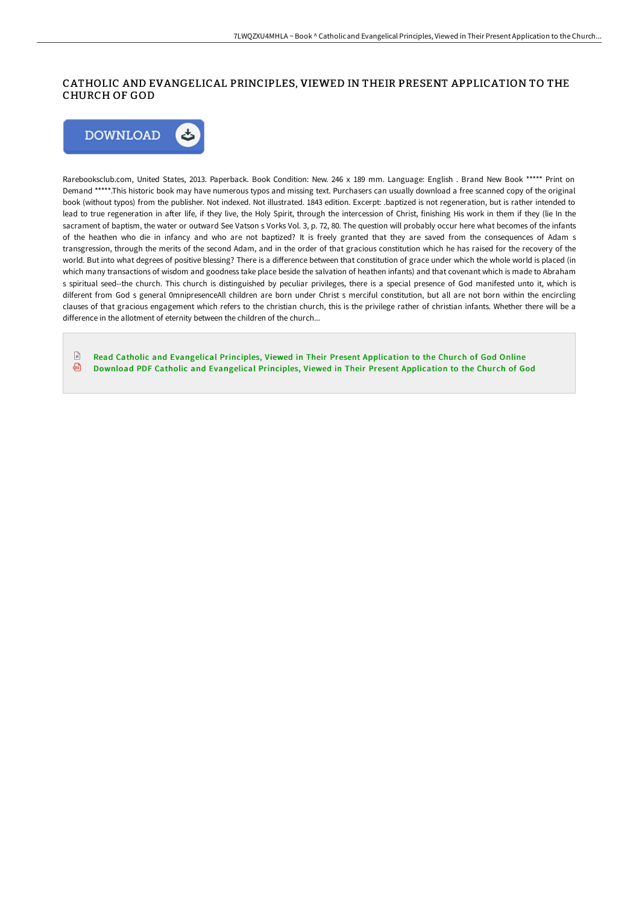# CATHOLIC AND EVANGELICAL PRINCIPLES, VIEWED IN THEIR PRESENT APPLICATION TO THE CHURCH OF GOD

Rarebooksclub.com, United States, 2013. Paperback. Book Condition: New. 246 x 189 mm. Language: English . Brand New Book ***** Print on Demand *****.This historic book may have numerous typos and missing text. Purchasers can usually download a free scanned copy of the original book (without typos) from the publisher. Not indexed. Not illustrated. 1843 edition. Excerpt: .baptized is not regeneration, but is rather intended to lead to true regeneration in after life, if they live, the Holy Spirit, through the intercession of Christ, finishing His work in them if they (lie In the sacrament of baptism, the water or outward See Vatson s Vorks Vol. 3, p. 72, 80. The question will probably occur here what becomes of the infants of the heathen who die in infancy and who are not baptized? It is freely granted that they are saved from the consequences of Adam s transgression, through the merits of the second Adam, and in the order of that gracious constitution which he has raised for the recovery of the world. But into what degrees of positive blessing? There is a difference between that constitution of grace under which the whole world is placed (in which many transactions of wisdom and goodness take place beside the salvation of heathen infants) and that covenant which is made to Abraham s spiritual seed--the church. This church is distinguished by peculiar privileges, there is a special presence of God manifested unto it, which is dilferent from God s general 0mnipresenceAll children are born under Christ s merciful constitution, but all are not born within the encircling clauses of that gracious engagement which refers to the christian church, this is the privilege rather of christian infants. Whether there will be a difference in the allotment of eternity between the children of the church...

Read Catholic and Evangelical Principles, Viewed in Their Present Application to the Church of God Online

Download PDF Catholic and Evangelical Principles, Viewed in Their Present Application to the Church of God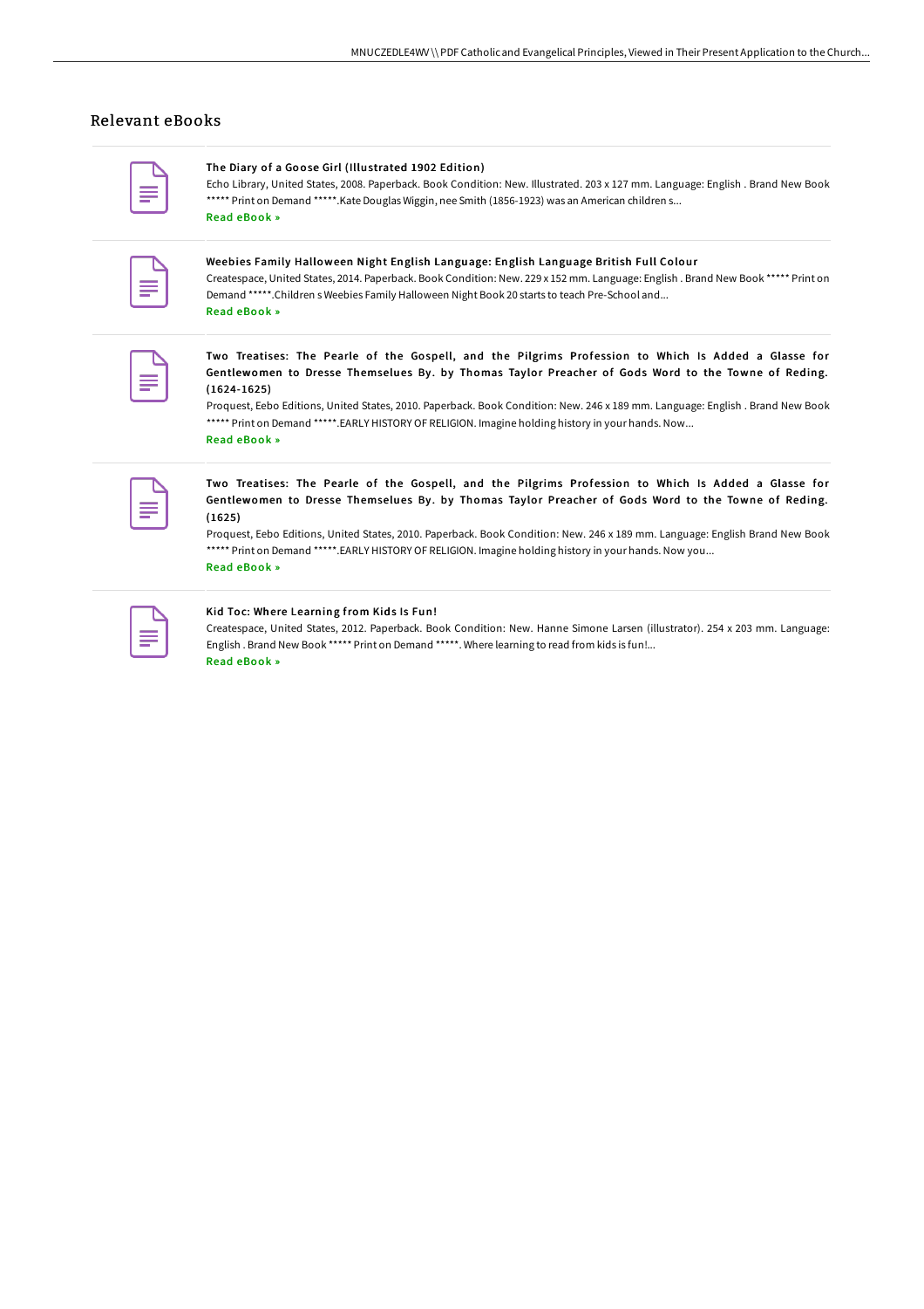## Relevant eBooks

### The Diary of a Goose Girl (Illustrated 1902 Edition)

Echo Library, United States, 2008. Paperback. Book Condition: New. Illustrated. 203 x 127 mm. Language: English . Brand New Book ***** Print on Demand *****.Kate Douglas Wiggin, nee Smith (1856-1923) was an American children s...

Read eBook »

### Weebies Family Halloween Night English Language: English Language British Full Colour

Createspace, United States, 2014. Paperback. Book Condition: New. 229 x 152 mm. Language: English . Brand New Book ***** Print on Demand *****.Children s Weebies Family Halloween Night Book 20 starts to teach Pre-School and...

Read eBook »

### Two Treatises: The Pearle of the Gospell, and the Pilgrims Profession to Which Is Added a Glasse for Gentlewomen to Dresse Themselues By. by Thomas Taylor Preacher of Gods Word to the Towne of Reding. (1624-1625)

Proquest, Eebo Editions, United States, 2010. Paperback. Book Condition: New. 246 x 189 mm. Language: English . Brand New Book ***** Print on Demand *****.EARLY HISTORY OF RELIGION. Imagine holding history in your hands. Now...

Read eBook »

### Two Treatises: The Pearle of the Gospell, and the Pilgrims Profession to Which Is Added a Glasse for Gentlewomen to Dresse Themselues By. by Thomas Taylor Preacher of Gods Word to the Towne of Reding. (1625)

Proquest, Eebo Editions, United States, 2010. Paperback. Book Condition: New. 246 x 189 mm. Language: English Brand New Book ***** Print on Demand *****.EARLY HISTORY OF RELIGION. Imagine holding history in your hands. Now you...

Read eBook »

### Kid Toc: Where Learning from Kids Is Fun!

Createspace, United States, 2012. Paperback. Book Condition: New. Hanne Simone Larsen (illustrator). 254 x 203 mm. Language: English . Brand New Book ***** Print on Demand *****. Where learning to read from kids is fun!...

Read eBook »